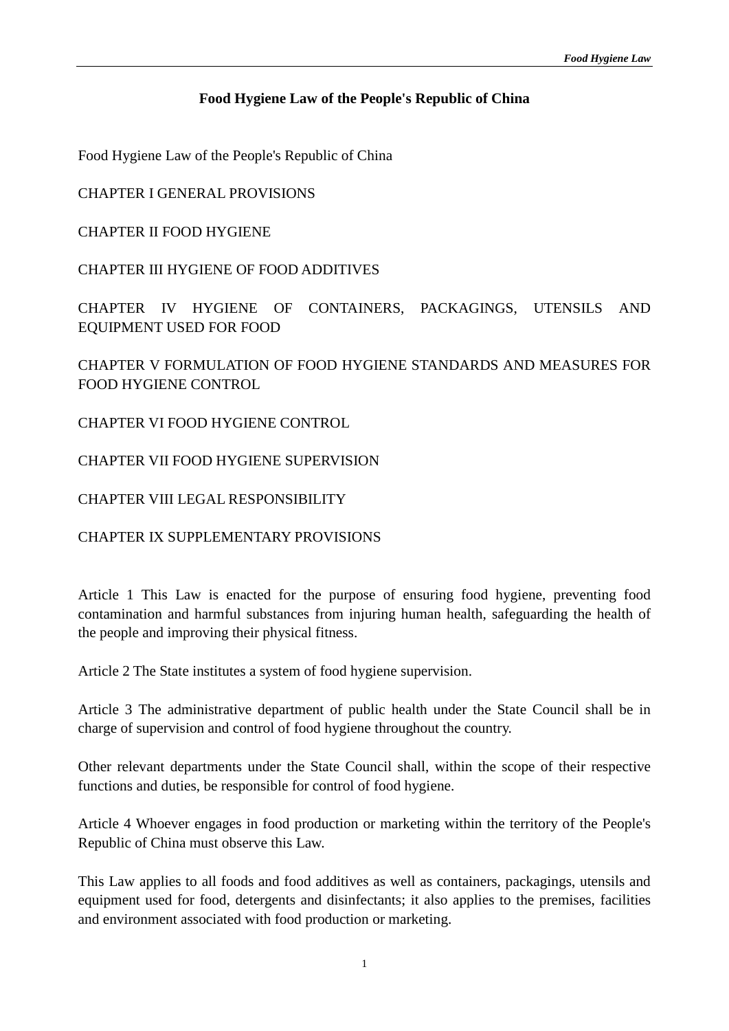# Food Hygiene Law of the People's Republic of China

Food Hygiene Law of the People's Republic of China

CHAPTER I GENERAL PROVISIONS

CHAPTER II FOOD HYGIENE

CHAPTER III HYGIENE OF FOOD ADDITIVES

CHAPTER IV HYGIENE OF CONTAINERS, PACKAGINGS, UTENSILS AND EQUIPMENT USED FOR FOOD

CHAPTER V FORMULATION OF FOOD HYGIENE STANDARDS AND MEASURES FOR FOOD HYGIENE CONTROL

CHAPTER VI FOOD HYGIENE CONTROL

CHAPTER VII FOOD HYGIENE SUPERVISION

CHAPTER VIII LEGAL RESPONSIBILITY

CHAPTER IX SUPPLEMENTARY PROVISIONS

Article 1 This Law is enacted for the purpose of ensuring food hygiene, preventing food contamination and harmful substances from injuring human health, safeguarding the health of the people and improving their physical fitness.

Article 2 The State institutes a system of food hygiene supervision.

Article 3 The administrative department of public health under the State Council shall be in charge of supervision and control of food hygiene throughout the country.

Other relevant departments under the State Council shall, within the scope of their respective functions and duties, be responsible for control of food hygiene.

Article 4 Whoever engages in food production or marketing within the territory of the People's Republic of China must observe this Law.

This Law applies to all foods and food additives as well as containers, packagings, utensils and equipment used for food, detergents and disinfectants; it also applies to the premises, facilities and environment associated with food production or marketing.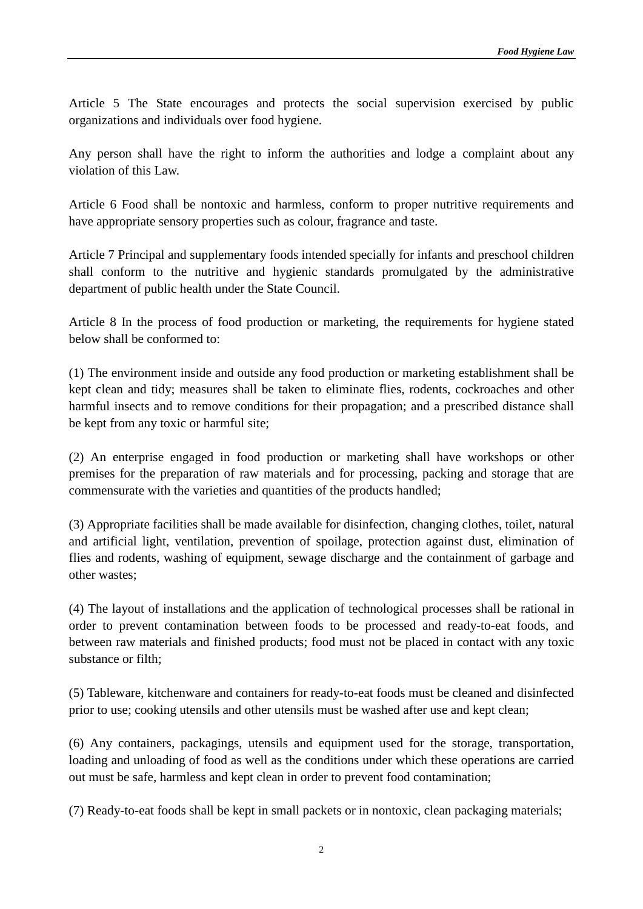Article 5 The State encourages and protects the social supervision exercised by public organizations and individuals over food hygiene.

Any person shall have the right to inform the authorities and lodge a complaint about any violation of this Law.

Article 6 Food shall be nontoxic and harmless, conform to proper nutritive requirements and have appropriate sensory properties such as colour, fragrance and taste.

Article 7 Principal and supplementary foods intended specially for infants and preschool children shall conform to the nutritive and hygienic standards promulgated by the administrative department of public health under the State Council.

Article 8 In the process of food production or marketing, the requirements for hygiene stated below shall be conformed to:

(1) The environment inside and outside any food production or marketing establishment shall be kept clean and tidy; measures shall be taken to eliminate flies, rodents, cockroaches and other harmful insects and to remove conditions for their propagation; and a prescribed distance shall be kept from any toxic or harmful site;

(2) An enterprise engaged in food production or marketing shall have workshops or other premises for the preparation of raw materials and for processing, packing and storage that are commensurate with the varieties and quantities of the products handled;

(3) Appropriate facilities shall be made available for disinfection, changing clothes, toilet, natural and artificial light, ventilation, prevention of spoilage, protection against dust, elimination of flies and rodents, washing of equipment, sewage discharge and the containment of garbage and other wastes;

(4) The layout of installations and the application of technological processes shall be rational in order to prevent contamination between foods to be processed and ready-to-eat foods, and between raw materials and finished products; food must not be placed in contact with any toxic substance or filth;

(5) Tableware, kitchenware and containers for ready-to-eat foods must be cleaned and disinfected prior to use; cooking utensils and other utensils must be washed after use and kept clean;

(6) Any containers, packagings, utensils and equipment used for the storage, transportation, loading and unloading of food as well as the conditions under which these operations are carried out must be safe, harmless and kept clean in order to prevent food contamination;

(7) Ready-to-eat foods shall be kept in small packets or in nontoxic, clean packaging materials;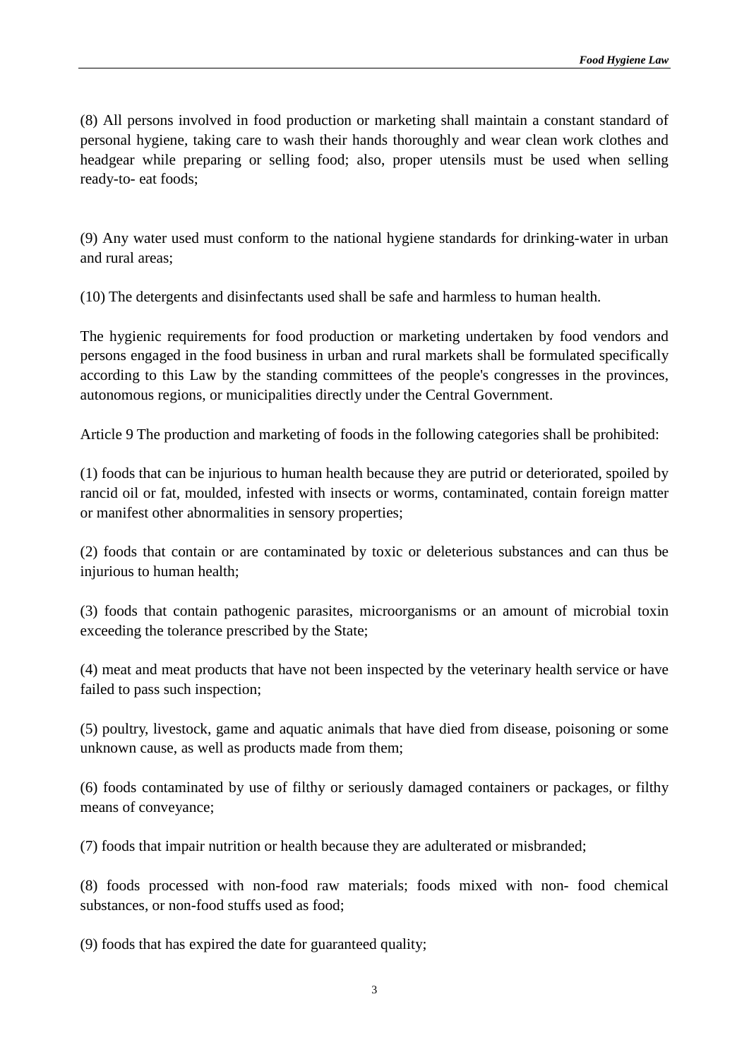(8) All persons involved in food production or marketing shall maintain a constant standard of personal hygiene, taking care to wash their hands thoroughly and wear clean work clothes and headgear while preparing or selling food; also, proper utensils must be used when selling ready-to- eat foods;

(9) Any water used must conform to the national hygiene standards for drinking-water in urban and rural areas;

(10) The detergents and disinfectants used shall be safe and harmless to human health.

The hygienic requirements for food production or marketing undertaken by food vendors and persons engaged in the food business in urban and rural markets shall be formulated specifically according to this Law by the standing committees of the people's congresses in the provinces, autonomous regions, or municipalities directly under the Central Government.

Article 9 The production and marketing of foods in the following categories shall be prohibited:

(1) foods that can be injurious to human health because they are putrid or deteriorated, spoiled by rancid oil or fat, moulded, infested with insects or worms, contaminated, contain foreign matter or manifest other abnormalities in sensory properties;

(2) foods that contain or are contaminated by toxic or deleterious substances and can thus be injurious to human health;

(3) foods that contain pathogenic parasites, microorganisms or an amount of microbial toxin exceeding the tolerance prescribed by the State;

(4) meat and meat products that have not been inspected by the veterinary health service or have failed to pass such inspection;

(5) poultry, livestock, game and aquatic animals that have died from disease, poisoning or some unknown cause, as well as products made from them;

(6) foods contaminated by use of filthy or seriously damaged containers or packages, or filthy means of conveyance;

(7) foods that impair nutrition or health because they are adulterated or misbranded;

(8) foods processed with non-food raw materials; foods mixed with non- food chemical substances, or non-food stuffs used as food;

(9) foods that has expired the date for guaranteed quality;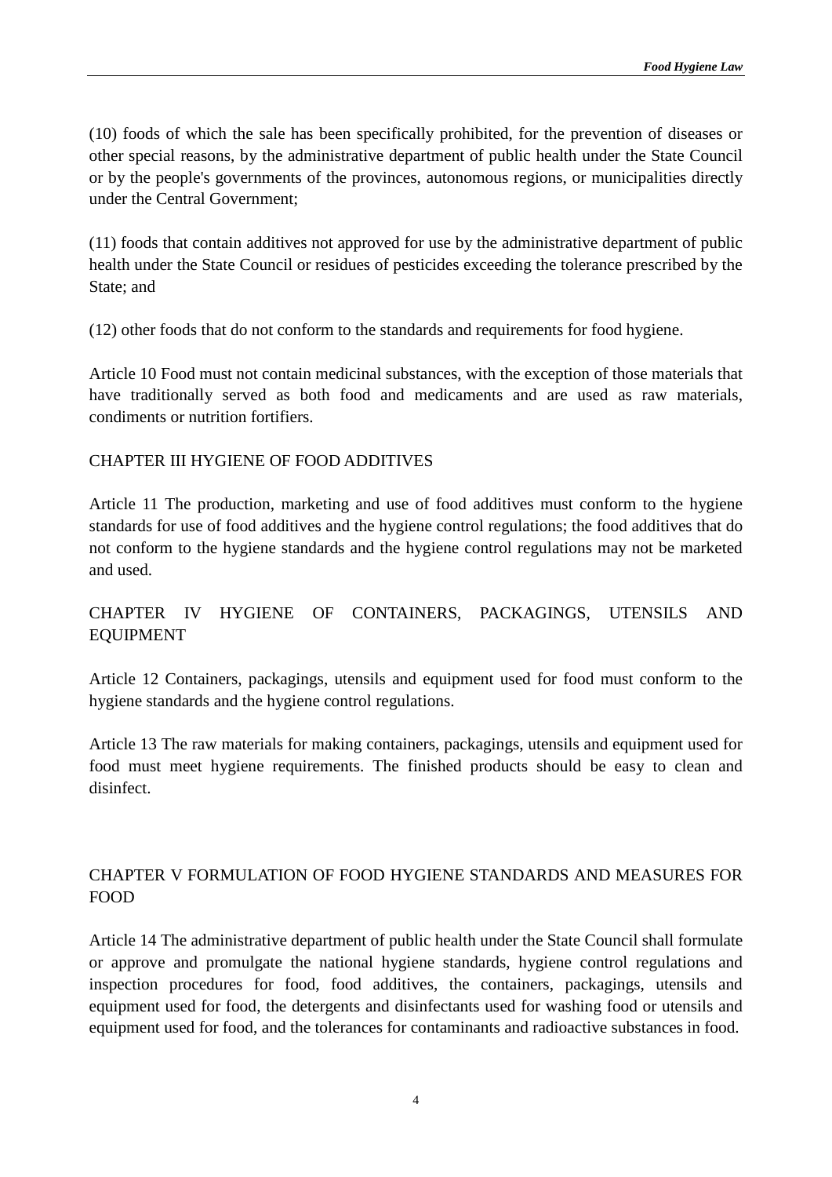(10) foods of which the sale has been specifically prohibited, for the prevention of diseases or other special reasons, by the administrative department of public health under the State Council or by the people's governments of the provinces, autonomous regions, or municipalities directly under the Central Government;

(11) foods that contain additives not approved for use by the administrative department of public health under the State Council or residues of pesticides exceeding the tolerance prescribed by the State; and

(12) other foods that do not conform to the standards and requirements for food hygiene.

Article 10 Food must not contain medicinal substances, with the exception of those materials that have traditionally served as both food and medicaments and are used as raw materials, condiments or nutrition fortifiers.

## CHAPTER III HYGIENE OF FOOD ADDITIVES

Article 11 The production, marketing and use of food additives must conform to the hygiene standards for use of food additives and the hygiene control regulations; the food additives that do not conform to the hygiene standards and the hygiene control regulations may not be marketed and used.

## CHAPTER IV HYGIENE OF CONTAINERS, PACKAGINGS, UTENSILS AND EQUIPMENT

Article 12 Containers, packagings, utensils and equipment used for food must conform to the hygiene standards and the hygiene control regulations.

Article 13 The raw materials for making containers, packagings, utensils and equipment used for food must meet hygiene requirements. The finished products should be easy to clean and disinfect.

## CHAPTER V FORMULATION OF FOOD HYGIENE STANDARDS AND MEASURES FOR FOOD

Article 14 The administrative department of public health under the State Council shall formulate or approve and promulgate the national hygiene standards, hygiene control regulations and inspection procedures for food, food additives, the containers, packagings, utensils and equipment used for food, the detergents and disinfectants used for washing food or utensils and equipment used for food, and the tolerances for contaminants and radioactive substances in food.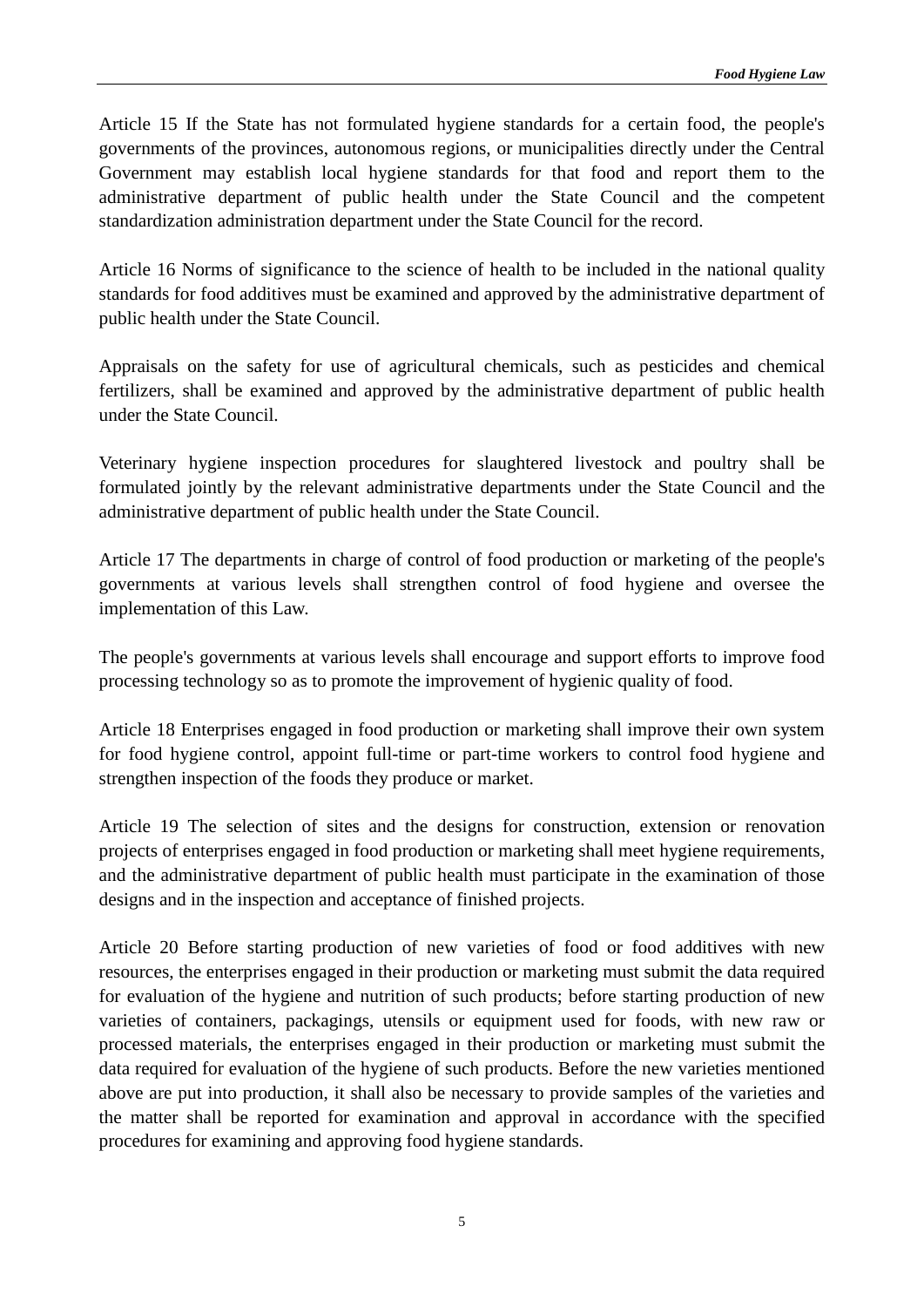Article 15 If the State has not formulated hygiene standards for a certain food, the people's governments of the provinces, autonomous regions, or municipalities directly under the Central Government may establish local hygiene standards for that food and report them to the administrative department of public health under the State Council and the competent standardization administration department under the State Council for the record.

Article 16 Norms of significance to the science of health to be included in the national quality standards for food additives must be examined and approved by the administrative department of public health under the State Council.

Appraisals on the safety for use of agricultural chemicals, such as pesticides and chemical fertilizers, shall be examined and approved by the administrative department of public health under the State Council.

Veterinary hygiene inspection procedures for slaughtered livestock and poultry shall be formulated jointly by the relevant administrative departments under the State Council and the administrative department of public health under the State Council.

Article 17 The departments in charge of control of food production or marketing of the people's governments at various levels shall strengthen control of food hygiene and oversee the implementation of this Law.

The people's governments at various levels shall encourage and support efforts to improve food processing technology so as to promote the improvement of hygienic quality of food.

Article 18 Enterprises engaged in food production or marketing shall improve their own system for food hygiene control, appoint full-time or part-time workers to control food hygiene and strengthen inspection of the foods they produce or market.

Article 19 The selection of sites and the designs for construction, extension or renovation projects of enterprises engaged in food production or marketing shall meet hygiene requirements, and the administrative department of public health must participate in the examination of those designs and in the inspection and acceptance of finished projects.

Article 20 Before starting production of new varieties of food or food additives with new resources, the enterprises engaged in their production or marketing must submit the data required for evaluation of the hygiene and nutrition of such products; before starting production of new varieties of containers, packagings, utensils or equipment used for foods, with new raw or processed materials, the enterprises engaged in their production or marketing must submit the data required for evaluation of the hygiene of such products. Before the new varieties mentioned above are put into production, it shall also be necessary to provide samples of the varieties and the matter shall be reported for examination and approval in accordance with the specified procedures for examining and approving food hygiene standards.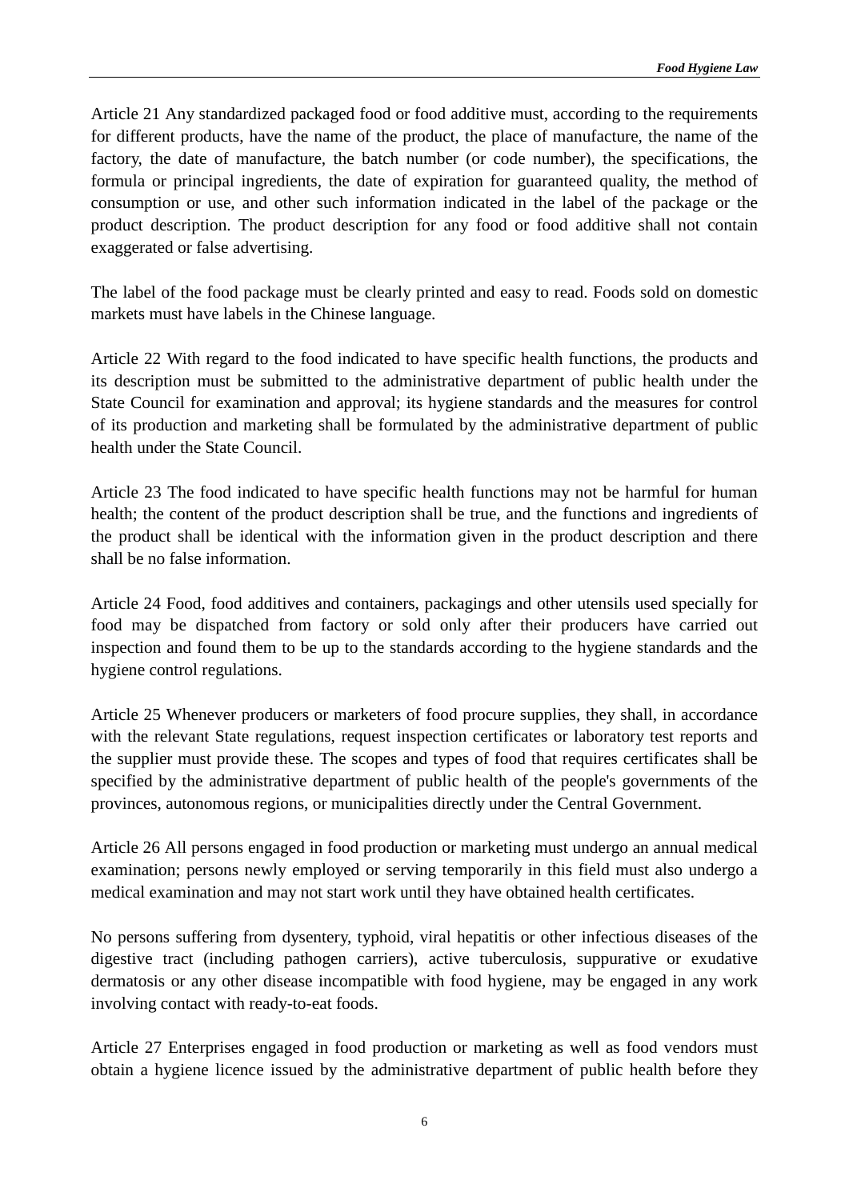Article 21 Any standardized packaged food or food additive must, according to the requirements for different products, have the name of the product, the place of manufacture, the name of the factory, the date of manufacture, the batch number (or code number), the specifications, the formula or principal ingredients, the date of expiration for guaranteed quality, the method of consumption or use, and other such information indicated in the label of the package or the product description. The product description for any food or food additive shall not contain exaggerated or false advertising.

The label of the food package must be clearly printed and easy to read. Foods sold on domestic markets must have labels in the Chinese language.

Article 22 With regard to the food indicated to have specific health functions, the products and its description must be submitted to the administrative department of public health under the State Council for examination and approval; its hygiene standards and the measures for control of its production and marketing shall be formulated by the administrative department of public health under the State Council.

Article 23 The food indicated to have specific health functions may not be harmful for human health; the content of the product description shall be true, and the functions and ingredients of the product shall be identical with the information given in the product description and there shall be no false information.

Article 24 Food, food additives and containers, packagings and other utensils used specially for food may be dispatched from factory or sold only after their producers have carried out inspection and found them to be up to the standards according to the hygiene standards and the hygiene control regulations.

Article 25 Whenever producers or marketers of food procure supplies, they shall, in accordance with the relevant State regulations, request inspection certificates or laboratory test reports and the supplier must provide these. The scopes and types of food that requires certificates shall be specified by the administrative department of public health of the people's governments of the provinces, autonomous regions, or municipalities directly under the Central Government.

Article 26 All persons engaged in food production or marketing must undergo an annual medical examination; persons newly employed or serving temporarily in this field must also undergo a medical examination and may not start work until they have obtained health certificates.

No persons suffering from dysentery, typhoid, viral hepatitis or other infectious diseases of the digestive tract (including pathogen carriers), active tuberculosis, suppurative or exudative dermatosis or any other disease incompatible with food hygiene, may be engaged in any work involving contact with ready-to-eat foods.

Article 27 Enterprises engaged in food production or marketing as well as food vendors must obtain a hygiene licence issued by the administrative department of public health before they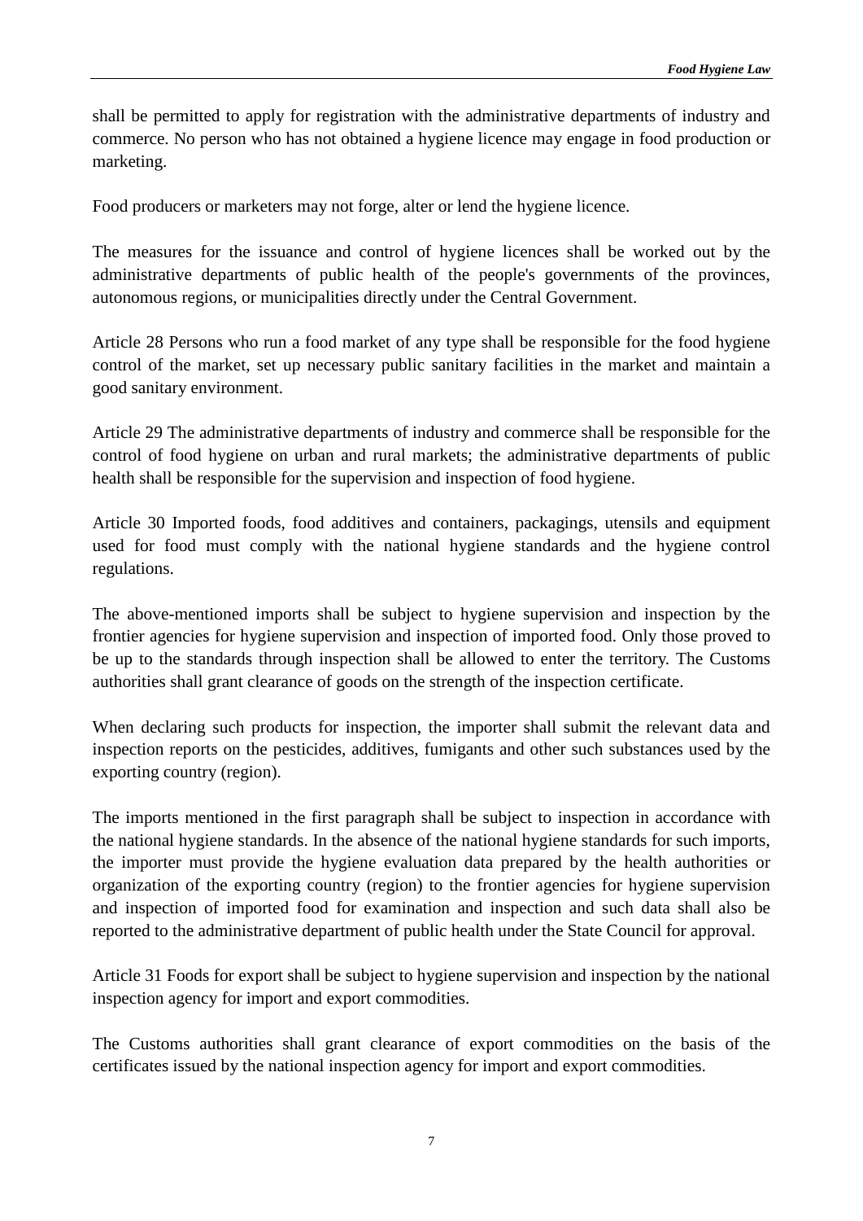shall be permitted to apply for registration with the administrative departments of industry and commerce. No person who has not obtained a hygiene licence may engage in food production or marketing.

Food producers or marketers may not forge, alter or lend the hygiene licence.

The measures for the issuance and control of hygiene licences shall be worked out by the administrative departments of public health of the people's governments of the provinces, autonomous regions, or municipalities directly under the Central Government.

Article 28 Persons who run a food market of any type shall be responsible for the food hygiene control of the market, set up necessary public sanitary facilities in the market and maintain a good sanitary environment.

Article 29 The administrative departments of industry and commerce shall be responsible for the control of food hygiene on urban and rural markets; the administrative departments of public health shall be responsible for the supervision and inspection of food hygiene.

Article 30 Imported foods, food additives and containers, packagings, utensils and equipment used for food must comply with the national hygiene standards and the hygiene control regulations.

The above-mentioned imports shall be subject to hygiene supervision and inspection by the frontier agencies for hygiene supervision and inspection of imported food. Only those proved to be up to the standards through inspection shall be allowed to enter the territory. The Customs authorities shall grant clearance of goods on the strength of the inspection certificate.

When declaring such products for inspection, the importer shall submit the relevant data and inspection reports on the pesticides, additives, fumigants and other such substances used by the exporting country (region).

The imports mentioned in the first paragraph shall be subject to inspection in accordance with the national hygiene standards. In the absence of the national hygiene standards for such imports, the importer must provide the hygiene evaluation data prepared by the health authorities or organization of the exporting country (region) to the frontier agencies for hygiene supervision and inspection of imported food for examination and inspection and such data shall also be reported to the administrative department of public health under the State Council for approval.

Article 31 Foods for export shall be subject to hygiene supervision and inspection by the national inspection agency for import and export commodities.

The Customs authorities shall grant clearance of export commodities on the basis of the certificates issued by the national inspection agency for import and export commodities.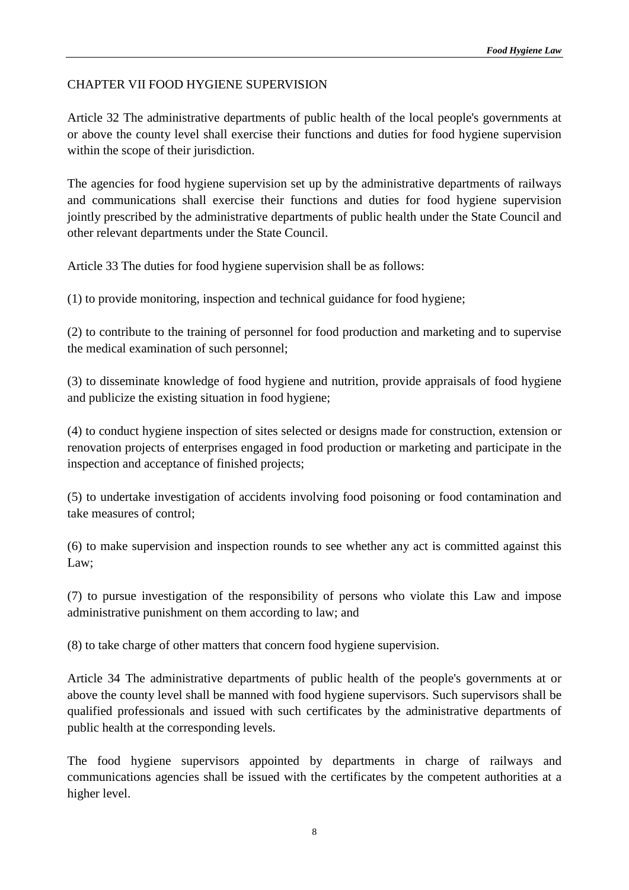## CHAPTER VII FOOD HYGIENE SUPERVISION

Article 32 The administrative departments of public health of the local people's governments at or above the county level shall exercise their functions and duties for food hygiene supervision within the scope of their jurisdiction.

The agencies for food hygiene supervision set up by the administrative departments of railways and communications shall exercise their functions and duties for food hygiene supervision jointly prescribed by the administrative departments of public health under the State Council and other relevant departments under the State Council.

Article 33 The duties for food hygiene supervision shall be as follows:

(1) to provide monitoring, inspection and technical guidance for food hygiene;

(2) to contribute to the training of personnel for food production and marketing and to supervise the medical examination of such personnel;

(3) to disseminate knowledge of food hygiene and nutrition, provide appraisals of food hygiene and publicize the existing situation in food hygiene;

(4) to conduct hygiene inspection of sites selected or designs made for construction, extension or renovation projects of enterprises engaged in food production or marketing and participate in the inspection and acceptance of finished projects;

(5) to undertake investigation of accidents involving food poisoning or food contamination and take measures of control;

(6) to make supervision and inspection rounds to see whether any act is committed against this Law;

(7) to pursue investigation of the responsibility of persons who violate this Law and impose administrative punishment on them according to law; and

(8) to take charge of other matters that concern food hygiene supervision.

Article 34 The administrative departments of public health of the people's governments at or above the county level shall be manned with food hygiene supervisors. Such supervisors shall be qualified professionals and issued with such certificates by the administrative departments of public health at the corresponding levels.

The food hygiene supervisors appointed by departments in charge of railways and communications agencies shall be issued with the certificates by the competent authorities at a higher level.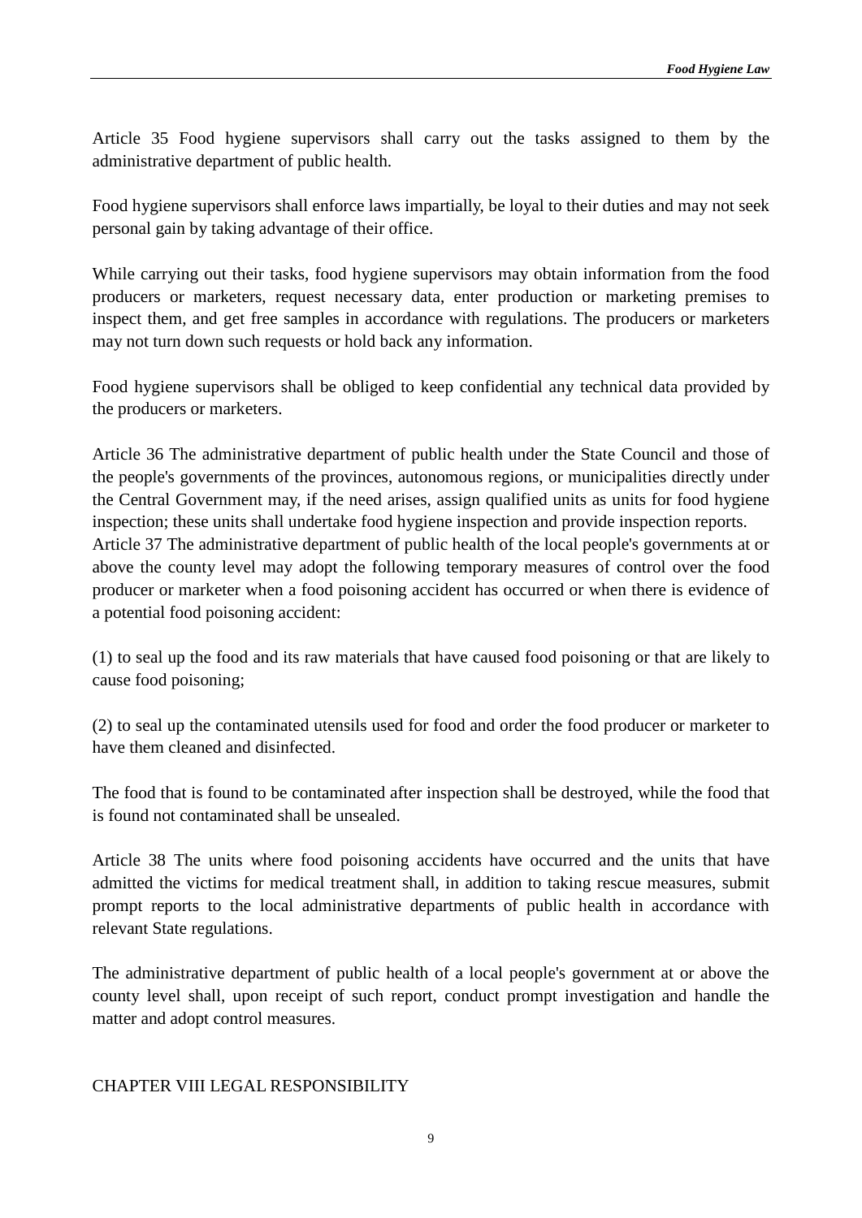Article 35 Food hygiene supervisors shall carry out the tasks assigned to them by the administrative department of public health.

Food hygiene supervisors shall enforce laws impartially, be loyal to their duties and may not seek personal gain by taking advantage of their office.

While carrying out their tasks, food hygiene supervisors may obtain information from the food producers or marketers, request necessary data, enter production or marketing premises to inspect them, and get free samples in accordance with regulations. The producers or marketers may not turn down such requests or hold back any information.

Food hygiene supervisors shall be obliged to keep confidential any technical data provided by the producers or marketers.

Article 36 The administrative department of public health under the State Council and those of the people's governments of the provinces, autonomous regions, or municipalities directly under the Central Government may, if the need arises, assign qualified units as units for food hygiene inspection; these units shall undertake food hygiene inspection and provide inspection reports.

Article 37 The administrative department of public health of the local people's governments at or above the county level may adopt the following temporary measures of control over the food producer or marketer when a food poisoning accident has occurred or when there is evidence of a potential food poisoning accident:

(1) to seal up the food and its raw materials that have caused food poisoning or that are likely to cause food poisoning;

(2) to seal up the contaminated utensils used for food and order the food producer or marketer to have them cleaned and disinfected.

The food that is found to be contaminated after inspection shall be destroyed, while the food that is found not contaminated shall be unsealed.

Article 38 The units where food poisoning accidents have occurred and the units that have admitted the victims for medical treatment shall, in addition to taking rescue measures, submit prompt reports to the local administrative departments of public health in accordance with relevant State regulations.

The administrative department of public health of a local people's government at or above the county level shall, upon receipt of such report, conduct prompt investigation and handle the matter and adopt control measures.

## CHAPTER VIII LEGAL RESPONSIBILITY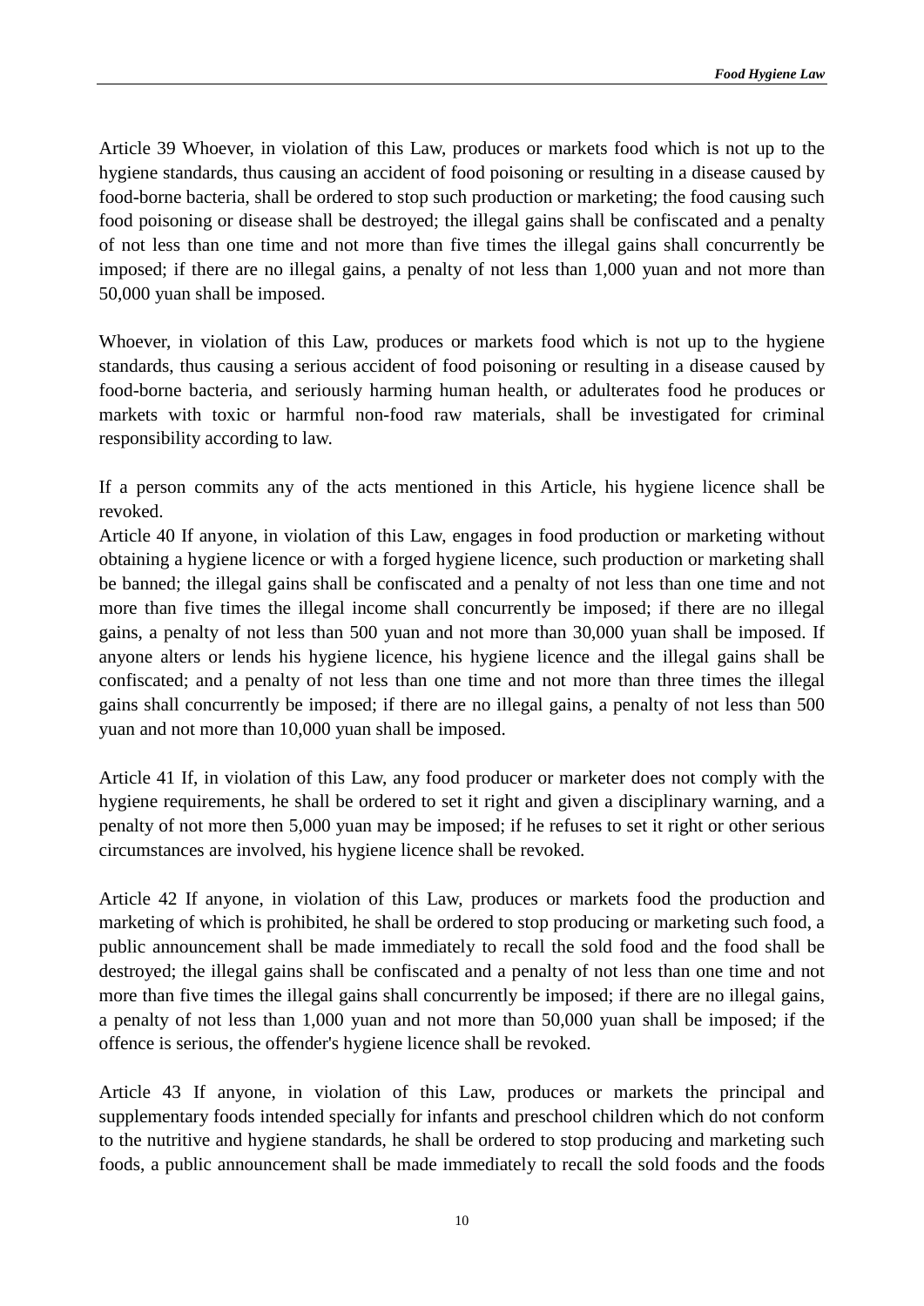Article 39 Whoever, in violation of this Law, produces or markets food which is not up to the hygiene standards, thus causing an accident of food poisoning or resulting in a disease caused by food-borne bacteria, shall be ordered to stop such production or marketing; the food causing such food poisoning or disease shall be destroyed; the illegal gains shall be confiscated and a penalty of not less than one time and not more than five times the illegal gains shall concurrently be imposed; if there are no illegal gains, a penalty of not less than 1,000 yuan and not more than 50,000 yuan shall be imposed.

Whoever, in violation of this Law, produces or markets food which is not up to the hygiene standards, thus causing a serious accident of food poisoning or resulting in a disease caused by food-borne bacteria, and seriously harming human health, or adulterates food he produces or markets with toxic or harmful non-food raw materials, shall be investigated for criminal responsibility according to law.

If a person commits any of the acts mentioned in this Article, his hygiene licence shall be revoked.

Article 40 If anyone, in violation of this Law, engages in food production or marketing without obtaining a hygiene licence or with a forged hygiene licence, such production or marketing shall be banned; the illegal gains shall be confiscated and a penalty of not less than one time and not more than five times the illegal income shall concurrently be imposed; if there are no illegal gains, a penalty of not less than 500 yuan and not more than 30,000 yuan shall be imposed. If anyone alters or lends his hygiene licence, his hygiene licence and the illegal gains shall be confiscated; and a penalty of not less than one time and not more than three times the illegal gains shall concurrently be imposed; if there are no illegal gains, a penalty of not less than 500 yuan and not more than 10,000 yuan shall be imposed.

Article 41 If, in violation of this Law, any food producer or marketer does not comply with the hygiene requirements, he shall be ordered to set it right and given a disciplinary warning, and a penalty of not more then 5,000 yuan may be imposed; if he refuses to set it right or other serious circumstances are involved, his hygiene licence shall be revoked.

Article 42 If anyone, in violation of this Law, produces or markets food the production and marketing of which is prohibited, he shall be ordered to stop producing or marketing such food, a public announcement shall be made immediately to recall the sold food and the food shall be destroyed; the illegal gains shall be confiscated and a penalty of not less than one time and not more than five times the illegal gains shall concurrently be imposed; if there are no illegal gains, a penalty of not less than 1,000 yuan and not more than 50,000 yuan shall be imposed; if the offence is serious, the offender's hygiene licence shall be revoked.

Article 43 If anyone, in violation of this Law, produces or markets the principal and supplementary foods intended specially for infants and preschool children which do not conform to the nutritive and hygiene standards, he shall be ordered to stop producing and marketing such foods, a public announcement shall be made immediately to recall the sold foods and the foods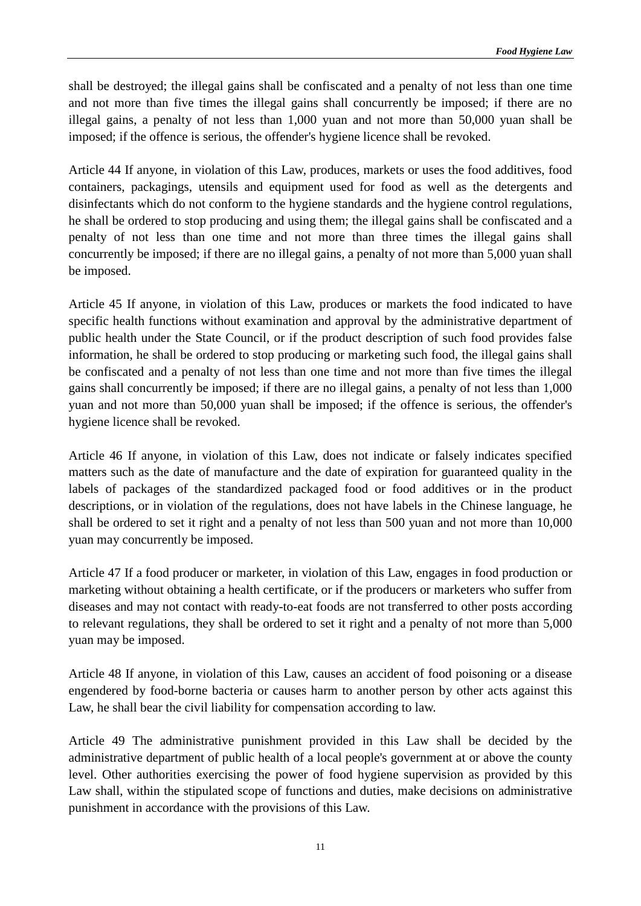shall be destroyed; the illegal gains shall be confiscated and a penalty of not less than one time and not more than five times the illegal gains shall concurrently be imposed; if there are no illegal gains, a penalty of not less than 1,000 yuan and not more than 50,000 yuan shall be imposed; if the offence is serious, the offender's hygiene licence shall be revoked.

Article 44 If anyone, in violation of this Law, produces, markets or uses the food additives, food containers, packagings, utensils and equipment used for food as well as the detergents and disinfectants which do not conform to the hygiene standards and the hygiene control regulations, he shall be ordered to stop producing and using them; the illegal gains shall be confiscated and a penalty of not less than one time and not more than three times the illegal gains shall concurrently be imposed; if there are no illegal gains, a penalty of not more than 5,000 yuan shall be imposed.

Article 45 If anyone, in violation of this Law, produces or markets the food indicated to have specific health functions without examination and approval by the administrative department of public health under the State Council, or if the product description of such food provides false information, he shall be ordered to stop producing or marketing such food, the illegal gains shall be confiscated and a penalty of not less than one time and not more than five times the illegal gains shall concurrently be imposed; if there are no illegal gains, a penalty of not less than 1,000 yuan and not more than 50,000 yuan shall be imposed; if the offence is serious, the offender's hygiene licence shall be revoked.

Article 46 If anyone, in violation of this Law, does not indicate or falsely indicates specified matters such as the date of manufacture and the date of expiration for guaranteed quality in the labels of packages of the standardized packaged food or food additives or in the product descriptions, or in violation of the regulations, does not have labels in the Chinese language, he shall be ordered to set it right and a penalty of not less than 500 yuan and not more than 10,000 yuan may concurrently be imposed.

Article 47 If a food producer or marketer, in violation of this Law, engages in food production or marketing without obtaining a health certificate, or if the producers or marketers who suffer from diseases and may not contact with ready-to-eat foods are not transferred to other posts according to relevant regulations, they shall be ordered to set it right and a penalty of not more than 5,000 yuan may be imposed.

Article 48 If anyone, in violation of this Law, causes an accident of food poisoning or a disease engendered by food-borne bacteria or causes harm to another person by other acts against this Law, he shall bear the civil liability for compensation according to law.

Article 49 The administrative punishment provided in this Law shall be decided by the administrative department of public health of a local people's government at or above the county level. Other authorities exercising the power of food hygiene supervision as provided by this Law shall, within the stipulated scope of functions and duties, make decisions on administrative punishment in accordance with the provisions of this Law.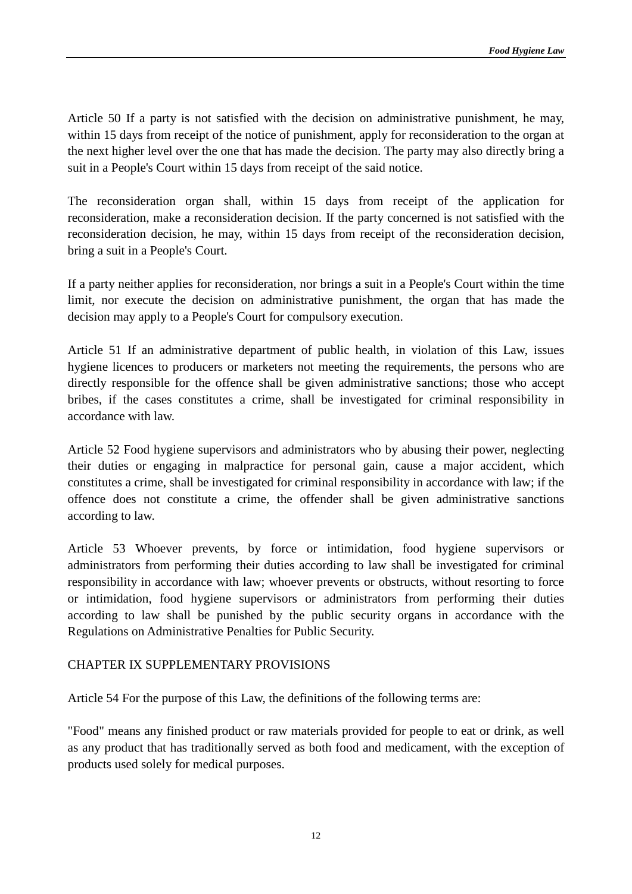Article 50 If a party is not satisfied with the decision on administrative punishment, he may, within 15 days from receipt of the notice of punishment, apply for reconsideration to the organ at the next higher level over the one that has made the decision. The party may also directly bring a suit in a People's Court within 15 days from receipt of the said notice.

The reconsideration organ shall, within 15 days from receipt of the application for reconsideration, make a reconsideration decision. If the party concerned is not satisfied with the reconsideration decision, he may, within 15 days from receipt of the reconsideration decision, bring a suit in a People's Court.

If a party neither applies for reconsideration, nor brings a suit in a People's Court within the time limit, nor execute the decision on administrative punishment, the organ that has made the decision may apply to a People's Court for compulsory execution.

Article 51 If an administrative department of public health, in violation of this Law, issues hygiene licences to producers or marketers not meeting the requirements, the persons who are directly responsible for the offence shall be given administrative sanctions; those who accept bribes, if the cases constitutes a crime, shall be investigated for criminal responsibility in accordance with law.

Article 52 Food hygiene supervisors and administrators who by abusing their power, neglecting their duties or engaging in malpractice for personal gain, cause a major accident, which constitutes a crime, shall be investigated for criminal responsibility in accordance with law; if the offence does not constitute a crime, the offender shall be given administrative sanctions according to law.

Article 53 Whoever prevents, by force or intimidation, food hygiene supervisors or administrators from performing their duties according to law shall be investigated for criminal responsibility in accordance with law; whoever prevents or obstructs, without resorting to force or intimidation, food hygiene supervisors or administrators from performing their duties according to law shall be punished by the public security organs in accordance with the Regulations on Administrative Penalties for Public Security.

## CHAPTER IX SUPPLEMENTARY PROVISIONS

Article 54 For the purpose of this Law, the definitions of the following terms are:

"Food" means any finished product or raw materials provided for people to eat or drink, as well as any product that has traditionally served as both food and medicament, with the exception of products used solely for medical purposes.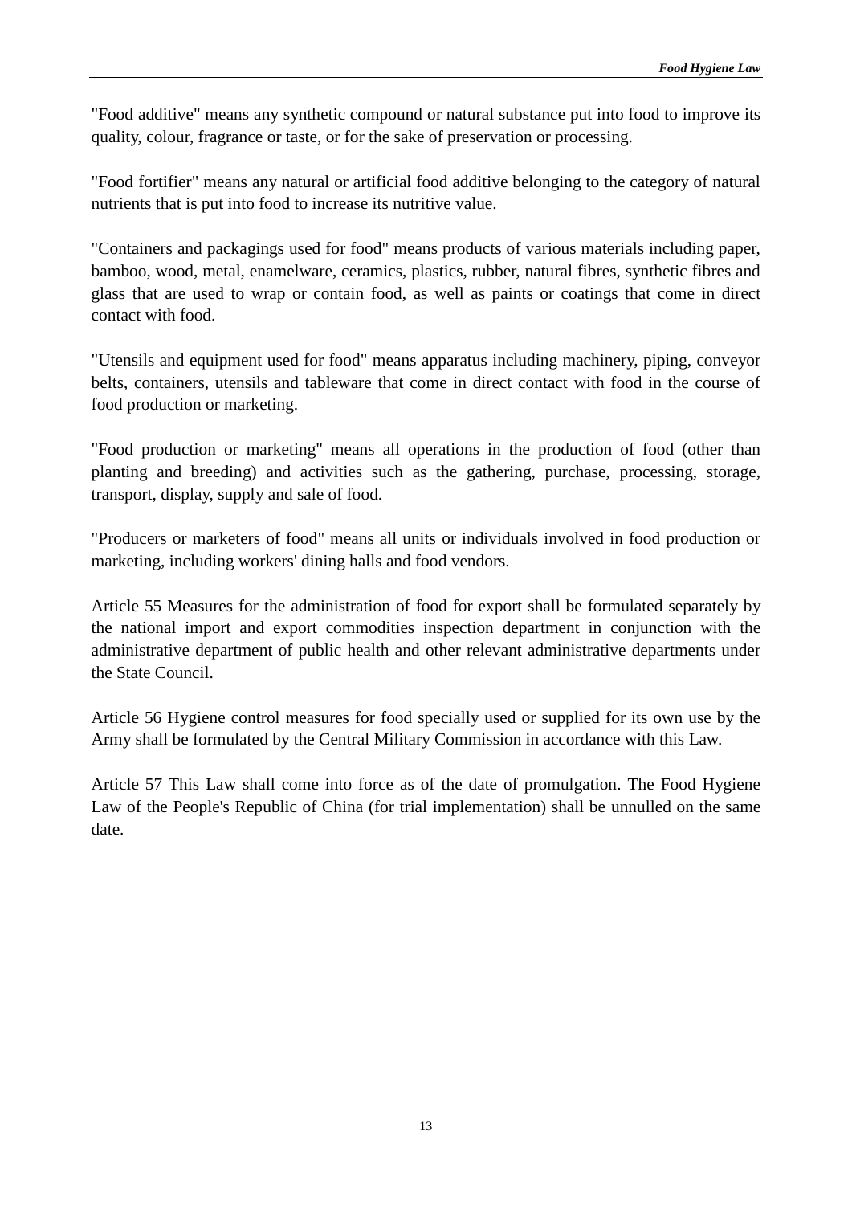"Food additive" means any synthetic compound or natural substance put into food to improve its quality, colour, fragrance or taste, or for the sake of preservation or processing.

"Food fortifier" means any natural or artificial food additive belonging to the category of natural nutrients that is put into food to increase its nutritive value.

"Containers and packagings used for food" means products of various materials including paper, bamboo, wood, metal, enamelware, ceramics, plastics, rubber, natural fibres, synthetic fibres and glass that are used to wrap or contain food, as well as paints or coatings that come in direct contact with food.

"Utensils and equipment used for food" means apparatus including machinery, piping, conveyor belts, containers, utensils and tableware that come in direct contact with food in the course of food production or marketing.

"Food production or marketing" means all operations in the production of food (other than planting and breeding) and activities such as the gathering, purchase, processing, storage, transport, display, supply and sale of food.

"Producers or marketers of food" means all units or individuals involved in food production or marketing, including workers' dining halls and food vendors.

Article 55 Measures for the administration of food for export shall be formulated separately by the national import and export commodities inspection department in conjunction with the administrative department of public health and other relevant administrative departments under the State Council.

Article 56 Hygiene control measures for food specially used or supplied for its own use by the Army shall be formulated by the Central Military Commission in accordance with this Law.

Article 57 This Law shall come into force as of the date of promulgation. The Food Hygiene Law of the People's Republic of China (for trial implementation) shall be unnulled on the same date.